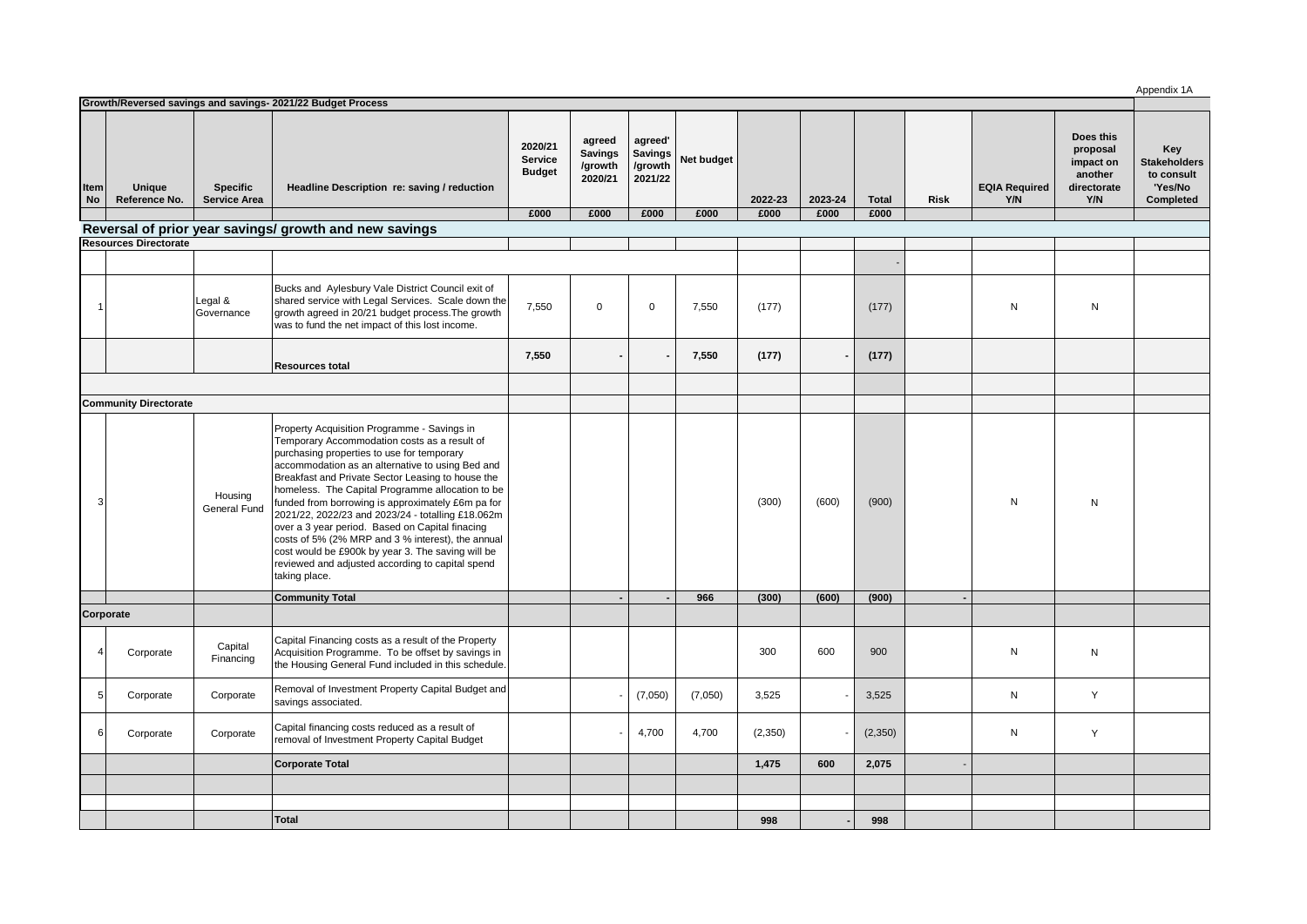Appendix 1A

| Growth/Reversed savings and savings- 2021/22 Budget Process | | | | | | | | | | | | | | | |
|---|---|---|---|---|---|---|---|---|---|---|---|---|---|---|---|
| Item No | Unique Reference No. | Specific Service Area | Headline Description re: saving / reduction | 2020/21 Service Budget | agreed Savings /growth 2020/21 | agreed' Savings /growth 2021/22 | Net budget | 2022-23 | 2023-24 | Total | Risk | EQIA Required Y/N | Does this proposal impact on another directorate Y/N | Key Stakeholders to consult 'Yes/No Completed |
| | | | | £000 | £000 | £000 | £000 | £000 | £000 | £000 | | | | |
| **Reversal of prior year savings/ growth and new savings** | | | | | | | | | | | | | | |
| **Resources Directorate** | | | | | | | | | | | | | | |
| | | | | | | | | | | - | | | | |
| 1 | | Legal & Governance | Bucks and Aylesbury Vale District Council exit of shared service with Legal Services. Scale down the growth agreed in 20/21 budget process.The growth was to fund the net impact of this lost income. | 7,550 | 0 | 0 | 7,550 | (177) | | (177) | | N | N | |
| | | | **Resources total** | **7,550** | **-** | **-** | **7,550** | **(177)** | **-** | **(177)** | | | | |
| | | | | | | | | | | | | | | |
| **Community Directorate** | | | | | | | | | | | | | | |
| 3 | | Housing General Fund | Property Acquisition Programme - Savings in Temporary Accommodation costs as a result of purchasing properties to use for temporary accommodation as an alternative to using Bed and Breakfast and Private Sector Leasing to house the homeless. The Capital Programme allocation to be funded from borrowing is approximately £6m pa for 2021/22, 2022/23 and 2023/24 - totalling £18.062m over a 3 year period. Based on Capital finacing costs of 5% (2% MRP and 3 % interest), the annual cost would be £900k by year 3. The saving will be reviewed and adjusted according to capital spend taking place. | | | | | (300) | (600) | (900) | | N | N | |
| | | | **Community Total** | | **-** | **-** | **966** | **(300)** | **(600)** | **(900)** | **-** | | | |
| **Corporate** | | | | | | | | | | | | | | |
| 4 | Corporate | Capital Financing | Capital Financing costs as a result of the Property Acquisition Programme. To be offset by savings in the Housing General Fund included in this schedule. | | | | | 300 | 600 | 900 | | N | N | |
| 5 | Corporate | Corporate | Removal of Investment Property Capital Budget and savings associated. | | - | (7,050) | (7,050) | 3,525 | - | 3,525 | | N | Y | |
| 6 | Corporate | Corporate | Capital financing costs reduced as a result of removal of Investment Property Capital Budget | | - | 4,700 | 4,700 | (2,350) | - | (2,350) | | N | Y | |
| | | | **Corporate Total** | | | | | **1,475** | **600** | **2,075** | - | | | |
| | | | | | | | | | | | | | | |
| | | | | | | | | | | | | | | |
| | | | **Total** | | | | | **998** | **-** | **998** | | | | |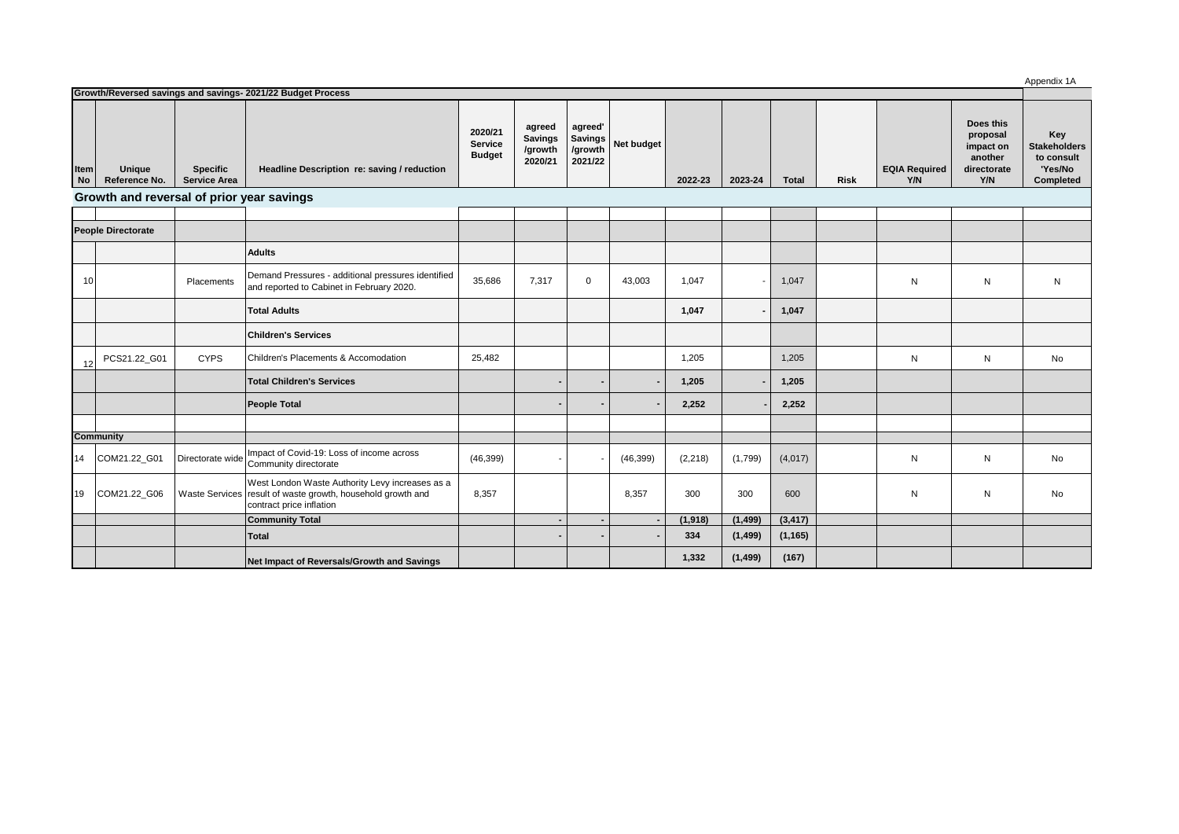Appendix 1A

| Item No | Unique Reference No. | Specific Service Area | Headline Description re: saving / reduction | 2020/21 Service Budget | agreed Savings /growth 2020/21 | agreed' Savings /growth 2021/22 | Net budget | 2022-23 | 2023-24 | Total | Risk | EQIA Required Y/N | Does this proposal impact on another directorate Y/N | Key Stakeholders to consult 'Yes/No Completed |
|---|---|---|---|---|---|---|---|---|---|---|---|---|---|---|
| **Growth/Reversed savings and savings- 2021/22 Budget Process** | | | | | | | | | | | | | | |
| **Growth and reversal of prior year savings** | | | | | | | | | | | | | | |
| | | | | | | | | | | | | | | |
| **People Directorate** | | | | | | | | | | | | | | |
| | | | **Adults** | | | | | | | | | | | |
| 10 | | Placements | Demand Pressures - additional pressures identified and reported to Cabinet in February 2020. | 35,686 | 7,317 | 0 | 43,003 | 1,047 | - | 1,047 | | N | N | N |
| | | | **Total Adults** | | | | | **1,047** | **-** | **1,047** | | | | |
| | | | **Children's Services** | | | | | | | | | | | |
| 12 | PCS21.22_G01 | CYPS | Children's Placements & Accomodation | 25,482 | | | | 1,205 | | 1,205 | | N | N | No |
| | | | **Total Children's Services** | | - | - | - | **1,205** | - | **1,205** | | | | |
| | | | **People Total** | | - | - | - | **2,252** | - | **2,252** | | | | |
| | | | | | | | | | | | | | | |
| **Community** | | | | | | | | | | | | | | |
| 14 | COM21.22_G01 | Directorate wide | Impact of Covid-19: Loss of income across Community directorate | (46,399) | - | - | (46,399) | (2,218) | (1,799) | (4,017) | | N | N | No |
| 19 | COM21.22_G06 | Waste Services | West London Waste Authority Levy increases as a result of waste growth, household growth and contract price inflation | 8,357 | | | 8,357 | 300 | 300 | 600 | | N | N | No |
| | | | **Community Total** | | - | - | - | **(1,918)** | **(1,499)** | **(3,417)** | | | | |
| | | | **Total** | | - | - | - | **334** | **(1,499)** | **(1,165)** | | | | |
| | | | **Net Impact of Reversals/Growth and Savings** | | | | | **1,332** | **(1,499)** | **(167)** | | | | |